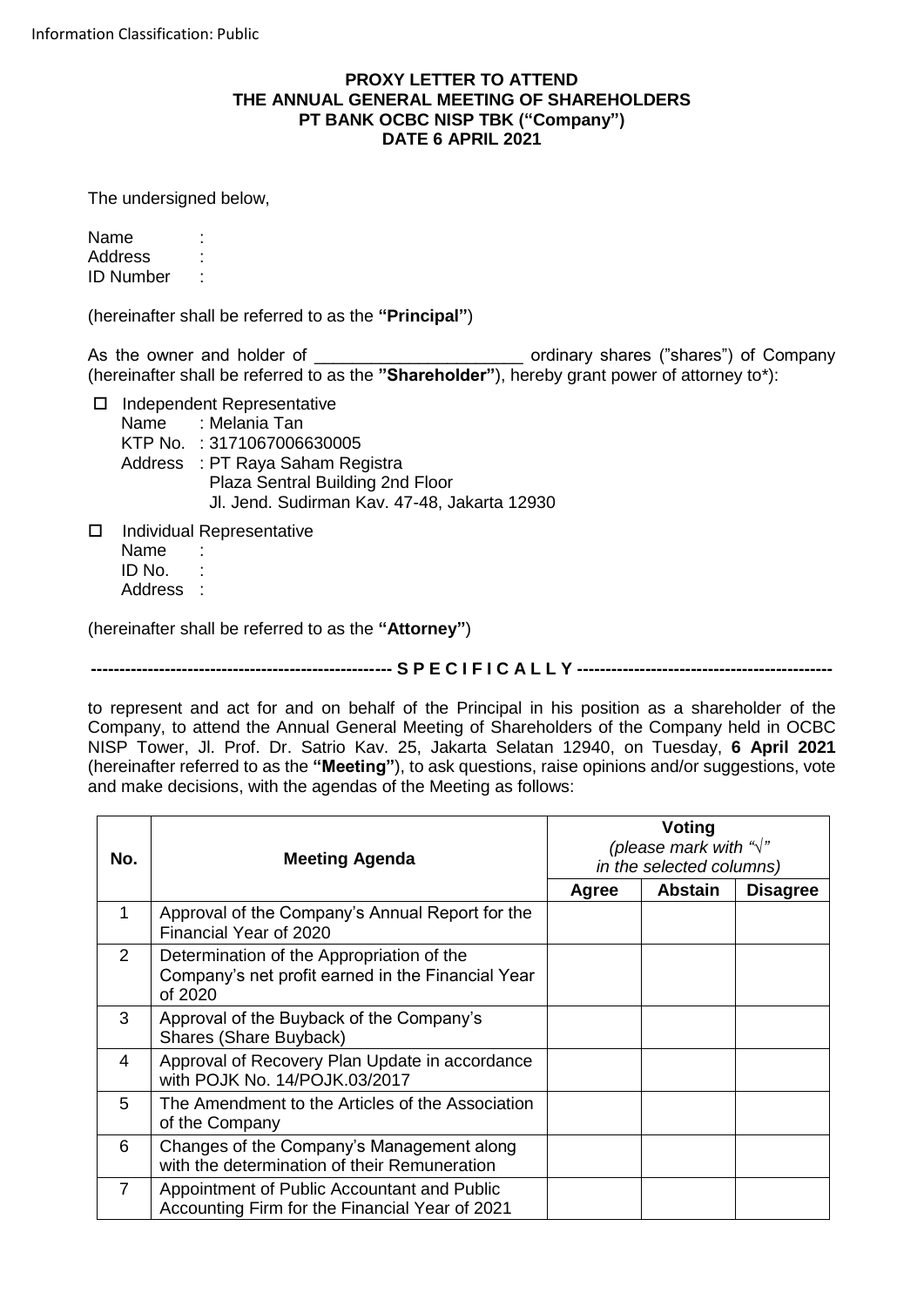Information Classification: Public

**PROXY LETTER TO ATTEND**
**THE ANNUAL GENERAL MEETING OF SHAREHOLDERS**
**PT BANK OCBC NISP TBK ("Company")**
**DATE 6 APRIL 2021**

The undersigned below,

Name :
Address :
ID Number :

(hereinafter shall be referred to as the **"Principal"**)

As the owner and holder of ______________________ ordinary shares ("shares") of Company (hereinafter shall be referred to as the **"Shareholder"**), hereby grant power of attorney to*):

- ☐ Independent Representative
  Name : Melania Tan
  KTP No. : 3171067006630005
  Address : PT Raya Saham Registra
  Plaza Sentral Building 2nd Floor
  Jl. Jend. Sudirman Kav. 47-48, Jakarta 12930

- ☐ Individual Representative
  Name :
  ID No. :
  Address :

(hereinafter shall be referred to as the **"Attorney"**)

**------------------------------------------------------ S P E C I F I C A L L Y ----------------------------------------------**

to represent and act for and on behalf of the Principal in his position as a shareholder of the Company, to attend the Annual General Meeting of Shareholders of the Company held in OCBC NISP Tower, Jl. Prof. Dr. Satrio Kav. 25, Jakarta Selatan 12940, on Tuesday, **6 April 2021** (hereinafter referred to as the **"Meeting"**), to ask questions, raise opinions and/or suggestions, vote and make decisions, with the agendas of the Meeting as follows:

| No. | Meeting Agenda | **Voting** *(please mark with "√" in the selected columns)* | | |
|---|---|---|---|---|
| | | **Agree** | **Abstain** | **Disagree** |
| 1 | Approval of the Company's Annual Report for the Financial Year of 2020 | | | |
| 2 | Determination of the Appropriation of the Company's net profit earned in the Financial Year of 2020 | | | |
| 3 | Approval of the Buyback of the Company's Shares (Share Buyback) | | | |
| 4 | Approval of Recovery Plan Update in accordance with POJK No. 14/POJK.03/2017 | | | |
| 5 | The Amendment to the Articles of the Association of the Company | | | |
| 6 | Changes of the Company's Management along with the determination of their Remuneration | | | |
| 7 | Appointment of Public Accountant and Public Accounting Firm for the Financial Year of 2021 | | | |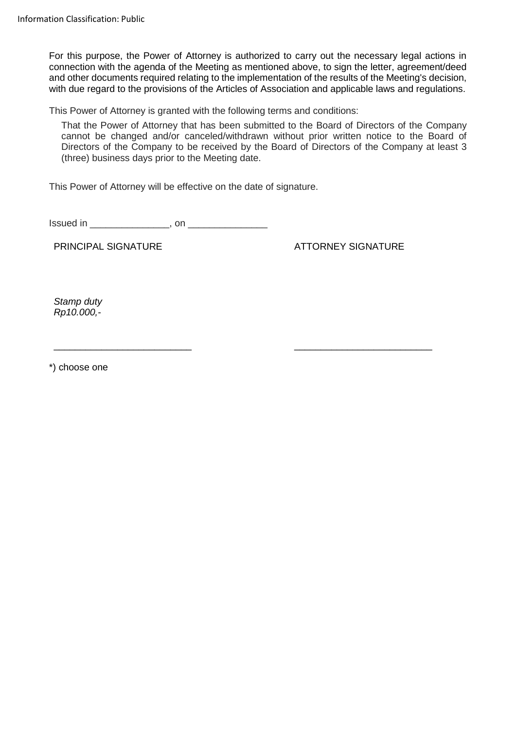For this purpose, the Power of Attorney is authorized to carry out the necessary legal actions in connection with the agenda of the Meeting as mentioned above, to sign the letter, agreement/deed and other documents required relating to the implementation of the results of the Meeting's decision, with due regard to the provisions of the Articles of Association and applicable laws and regulations.

This Power of Attorney is granted with the following terms and conditions:

That the Power of Attorney that has been submitted to the Board of Directors of the Company cannot be changed and/or canceled/withdrawn without prior written notice to the Board of Directors of the Company to be received by the Board of Directors of the Company at least 3 (three) business days prior to the Meeting date.

This Power of Attorney will be effective on the date of signature.

Issued in _______________, on _______________

| PRINCIPAL SIGNATURE | ATTORNEY SIGNATURE |
| --- | --- |
| *Stamp duty Rp10.000,-* | |
| _________________________ | _________________________ |

*) choose one